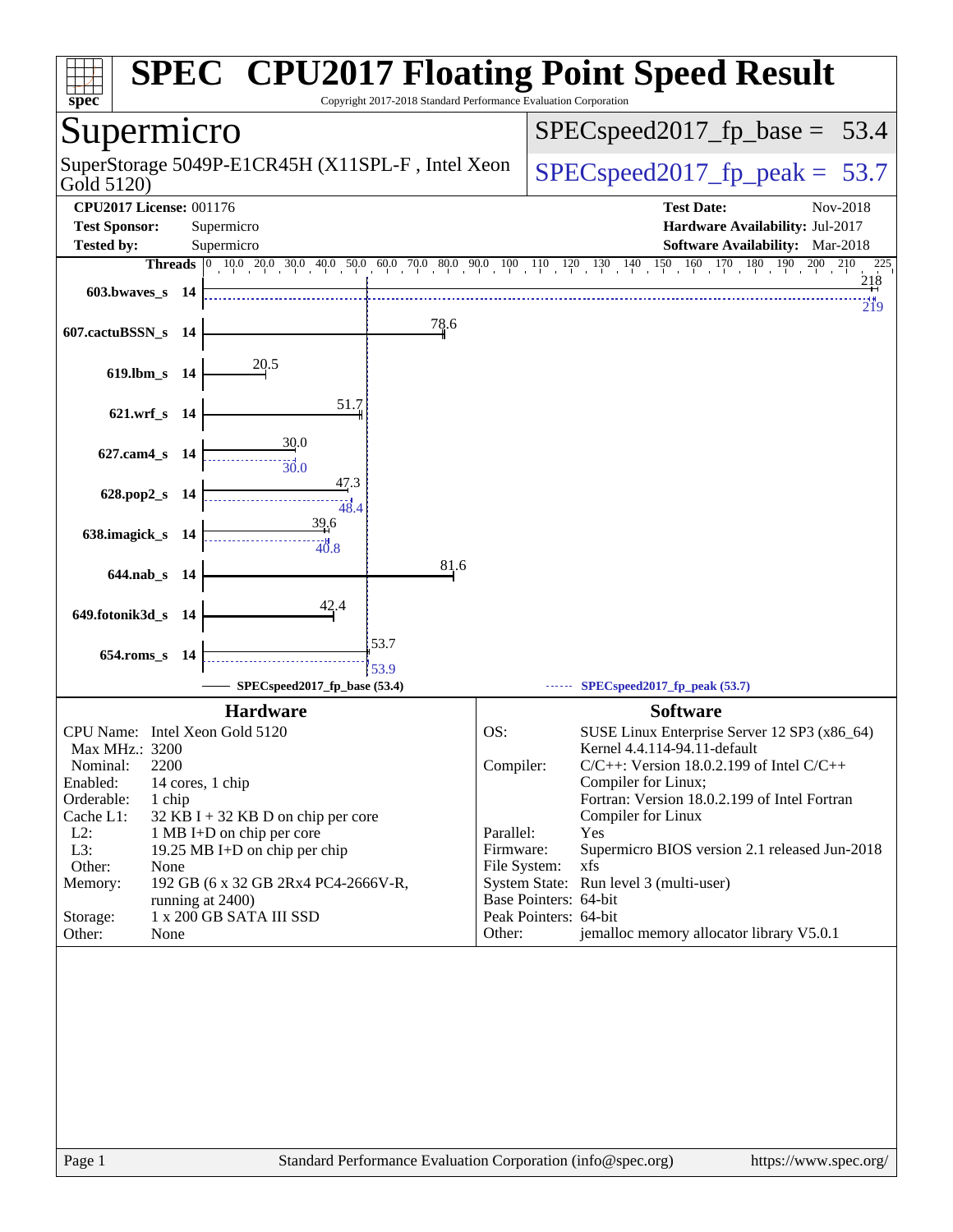# SPEC® CPU2017 Floating Point Speed Result

Copyright 2017-2018 Standard Performance Evaluation Corporation

## Supermicro

SuperStorage 5049P-E1CR45H (X11SPL-F , Intel Xeon Gold 5120)

SPECspeed2017_fp_base = 53.4

SPECspeed2017_fp_peak = 53.7

**CPU2017 License:** 001176
**Test Sponsor:** Supermicro
**Tested by:** Supermicro

**Test Date:** Nov-2018
**Hardware Availability:** Jul-2017
**Software Availability:** Mar-2018

| Benchmark | Threads | Base | Peak |
|---|---|---|---|
| 603.bwaves_s | 14 | 218 | 219 |
| 607.cactuBSSN_s | 14 | 78.6 | |
| 619.lbm_s | 14 | 20.5 | |
| 621.wrf_s | 14 | 51.7 | |
| 627.cam4_s | 14 | 30.0 | 30.0 |
| 628.pop2_s | 14 | 47.3 | 48.4 |
| 638.imagick_s | 14 | 39.6 | 40.8 |
| 644.nab_s | 14 | 81.6 | |
| 649.fotonik3d_s | 14 | 42.4 | |
| 654.roms_s | 14 | 53.7 | 53.9 |

SPECspeed2017_fp_base (53.4) — SPECspeed2017_fp_peak (53.7)

### Hardware

CPU Name: Intel Xeon Gold 5120
Max MHz.: 3200
Nominal: 2200
Enabled: 14 cores, 1 chip
Orderable: 1 chip
Cache L1: 32 KB I + 32 KB D on chip per core
L2: 1 MB I+D on chip per core
L3: 19.25 MB I+D on chip per chip
Other: None
Memory: 192 GB (6 x 32 GB 2Rx4 PC4-2666V-R, running at 2400)
Storage: 1 x 200 GB SATA III SSD
Other: None

### Software

OS: SUSE Linux Enterprise Server 12 SP3 (x86_64) Kernel 4.4.114-94.11-default
Compiler: C/C++: Version 18.0.2.199 of Intel C/C++ Compiler for Linux; Fortran: Version 18.0.2.199 of Intel Fortran Compiler for Linux
Parallel: Yes
Firmware: Supermicro BIOS version 2.1 released Jun-2018
File System: xfs
System State: Run level 3 (multi-user)
Base Pointers: 64-bit
Peak Pointers: 64-bit
Other: jemalloc memory allocator library V5.0.1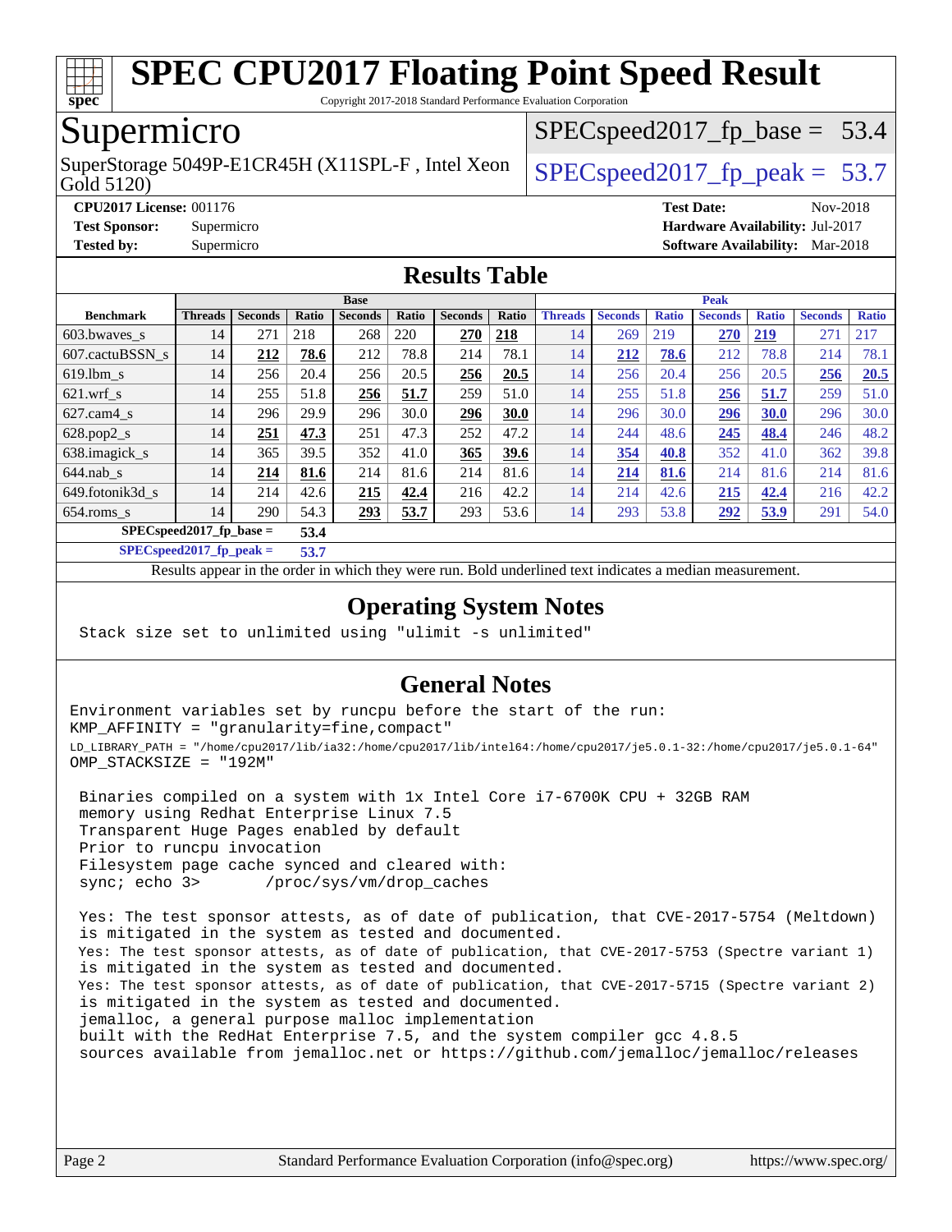# SPEC CPU2017 Floating Point Speed Result

Copyright 2017-2018 Standard Performance Evaluation Corporation

## Supermicro

SuperStorage 5049P-E1CR45H (X11SPL-F , Intel Xeon Gold 5120)

SPECspeed2017_fp_base = 53.4

SPECspeed2017_fp_peak = 53.7

**CPU2017 License:** 001176
**Test Sponsor:** Supermicro
**Tested by:** Supermicro

**Test Date:** Nov-2018
**Hardware Availability:** Jul-2017
**Software Availability:** Mar-2018

## Results Table

| | Base | | | | | | | Peak | | | | | | |
|---|---|---|---|---|---|---|---|---|---|---|---|---|---|---|
| **Benchmark** | **Threads** | **Seconds** | **Ratio** | **Seconds** | **Ratio** | **Seconds** | **Ratio** | **Threads** | **Seconds** | **Ratio** | **Seconds** | **Ratio** | **Seconds** | **Ratio** |
| 603.bwaves_s | 14 | 271 | 218 | 268 | 220 | **270** | **218** | 14 | 269 | 219 | **270** | **219** | 271 | 217 |
| 607.cactuBSSN_s | 14 | **212** | **78.6** | 212 | 78.8 | 214 | 78.1 | 14 | **212** | **78.6** | 212 | 78.8 | 214 | 78.1 |
| 619.lbm_s | 14 | 256 | 20.4 | 256 | 20.5 | **256** | **20.5** | 14 | 256 | 20.4 | 256 | 20.5 | **256** | **20.5** |
| 621.wrf_s | 14 | 255 | 51.8 | **256** | **51.7** | 259 | 51.0 | 14 | 255 | 51.8 | **256** | **51.7** | 259 | 51.0 |
| 627.cam4_s | 14 | 296 | 29.9 | 296 | 30.0 | **296** | **30.0** | 14 | 296 | 30.0 | **296** | **30.0** | 296 | 30.0 |
| 628.pop2_s | 14 | **251** | **47.3** | 251 | 47.3 | 252 | 47.2 | 14 | 244 | 48.6 | **245** | **48.4** | 246 | 48.2 |
| 638.imagick_s | 14 | 365 | 39.5 | 352 | 41.0 | **365** | **39.6** | 14 | **354** | **40.8** | 352 | 41.0 | 362 | 39.8 |
| 644.nab_s | 14 | **214** | **81.6** | 214 | 81.6 | 214 | 81.6 | 14 | **214** | **81.6** | 214 | 81.6 | 214 | 81.6 |
| 649.fotonik3d_s | 14 | 214 | 42.6 | **215** | **42.4** | 216 | 42.2 | 14 | 214 | 42.6 | **215** | **42.4** | 216 | 42.2 |
| 654.roms_s | 14 | 290 | 54.3 | **293** | **53.7** | 293 | 53.6 | 14 | 293 | 53.8 | **292** | **53.9** | 291 | 54.0 |

**SPECspeed2017_fp_base = 53.4**

**SPECspeed2017_fp_peak = 53.7**

Results appear in the order in which they were run. Bold underlined text indicates a median measurement.

## Operating System Notes

```
Stack size set to unlimited using "ulimit -s unlimited"
```

## General Notes

```
Environment variables set by runcpu before the start of the run:
KMP_AFFINITY = "granularity=fine,compact"
LD_LIBRARY_PATH = "/home/cpu2017/lib/ia32:/home/cpu2017/lib/intel64:/home/cpu2017/je5.0.1-32:/home/cpu2017/je5.0.1-64"
OMP_STACKSIZE = "192M"

 Binaries compiled on a system with 1x Intel Core i7-6700K CPU + 32GB RAM
 memory using Redhat Enterprise Linux 7.5
 Transparent Huge Pages enabled by default
 Prior to runcpu invocation
 Filesystem page cache synced and cleared with:
 sync; echo 3>       /proc/sys/vm/drop_caches

 Yes: The test sponsor attests, as of date of publication, that CVE-2017-5754 (Meltdown)
 is mitigated in the system as tested and documented.
 Yes: The test sponsor attests, as of date of publication, that CVE-2017-5753 (Spectre variant 1)
 is mitigated in the system as tested and documented.
 Yes: The test sponsor attests, as of date of publication, that CVE-2017-5715 (Spectre variant 2)
 is mitigated in the system as tested and documented.
 jemalloc, a general purpose malloc implementation
 built with the RedHat Enterprise 7.5, and the system compiler gcc 4.8.5
 sources available from jemalloc.net or https://github.com/jemalloc/jemalloc/releases
```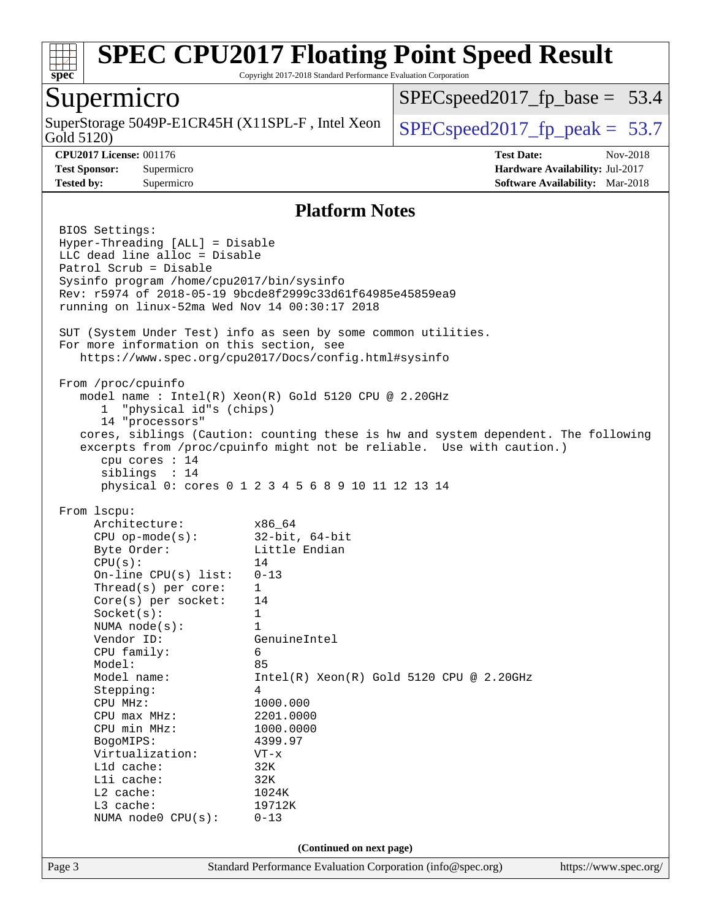# SPEC CPU2017 Floating Point Speed Result

Copyright 2017-2018 Standard Performance Evaluation Corporation

## Supermicro

SuperStorage 5049P-E1CR45H (X11SPL-F , Intel Xeon Gold 5120)

SPECspeed2017_fp_base = 53.4

SPECspeed2017_fp_peak = 53.7

**CPU2017 License:** 001176
**Test Sponsor:** Supermicro
**Tested by:** Supermicro

**Test Date:** Nov-2018
**Hardware Availability:** Jul-2017
**Software Availability:** Mar-2018

### Platform Notes

```
BIOS Settings:
Hyper-Threading [ALL] = Disable
LLC dead line alloc = Disable
Patrol Scrub = Disable
Sysinfo program /home/cpu2017/bin/sysinfo
Rev: r5974 of 2018-05-19 9bcde8f2999c33d61f64985e45859ea9
running on linux-52ma Wed Nov 14 00:30:17 2018

SUT (System Under Test) info as seen by some common utilities.
For more information on this section, see
   https://www.spec.org/cpu2017/Docs/config.html#sysinfo

From /proc/cpuinfo
   model name : Intel(R) Xeon(R) Gold 5120 CPU @ 2.20GHz
      1  "physical id"s (chips)
      14 "processors"
   cores, siblings (Caution: counting these is hw and system dependent. The following
   excerpts from /proc/cpuinfo might not be reliable.  Use with caution.)
      cpu cores : 14
      siblings  : 14
      physical 0: cores 0 1 2 3 4 5 6 8 9 10 11 12 13 14

From lscpu:
     Architecture:          x86_64
     CPU op-mode(s):        32-bit, 64-bit
     Byte Order:            Little Endian
     CPU(s):                14
     On-line CPU(s) list:   0-13
     Thread(s) per core:    1
     Core(s) per socket:    14
     Socket(s):             1
     NUMA node(s):          1
     Vendor ID:             GenuineIntel
     CPU family:            6
     Model:                 85
     Model name:            Intel(R) Xeon(R) Gold 5120 CPU @ 2.20GHz
     Stepping:              4
     CPU MHz:               1000.000
     CPU max MHz:           2201.0000
     CPU min MHz:           1000.0000
     BogoMIPS:              4399.97
     Virtualization:        VT-x
     L1d cache:             32K
     L1i cache:             32K
     L2 cache:              1024K
     L3 cache:              19712K
     NUMA node0 CPU(s):     0-13
```

(Continued on next page)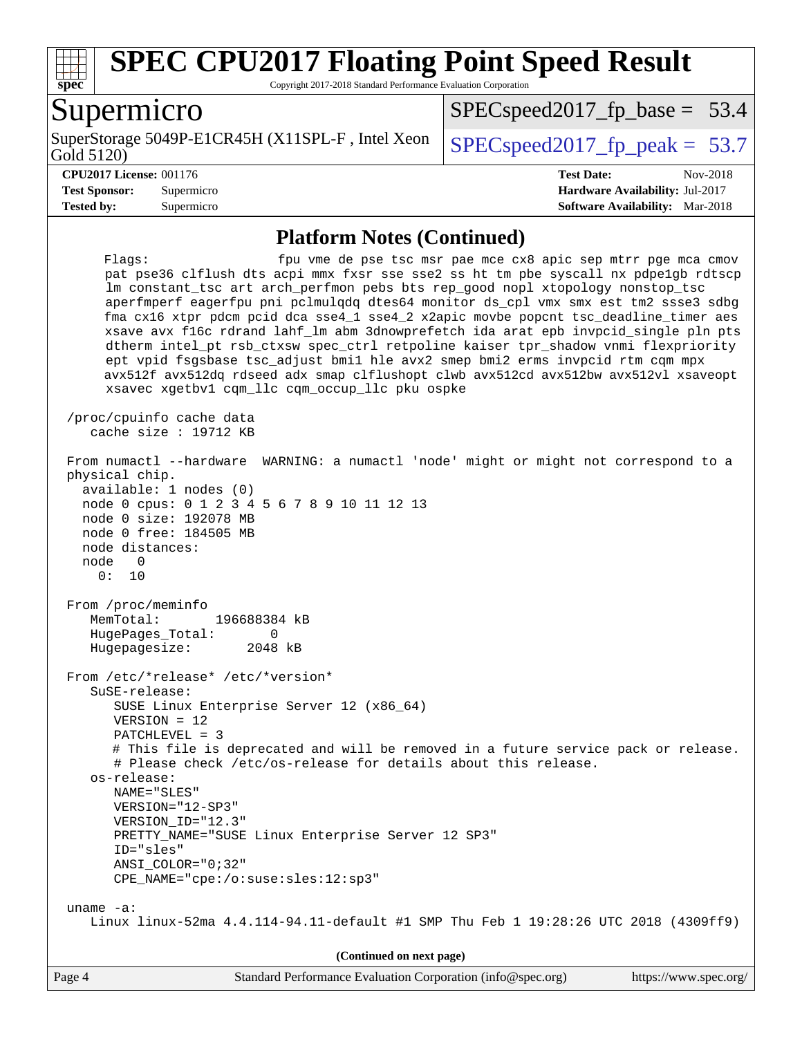## Platform Notes (Continued)

```
     Flags:                 fpu vme de pse tsc msr pae mce cx8 apic sep mtrr pge mca cmov
     pat pse36 clflush dts acpi mmx fxsr sse sse2 ss ht tm pbe syscall nx pdpe1gb rdtscp
     lm constant_tsc art arch_perfmon pebs bts rep_good nopl xtopology nonstop_tsc
     aperfmperf eagerfpu pni pclmulqdq dtes64 monitor ds_cpl vmx smx est tm2 ssse3 sdbg
     fma cx16 xtpr pdcm pcid dca sse4_1 sse4_2 x2apic movbe popcnt tsc_deadline_timer aes
     xsave avx f16c rdrand lahf_lm abm 3dnowprefetch ida arat epb invpcid_single pln pts
     dtherm intel_pt rsb_ctxsw spec_ctrl retpoline kaiser tpr_shadow vnmi flexpriority
     ept vpid fsgsbase tsc_adjust bmi1 hle avx2 smep bmi2 erms invpcid rtm cqm mpx
     avx512f avx512dq rdseed adx smap clflushopt clwb avx512cd avx512bw avx512vl xsaveopt
     xsavec xgetbv1 cqm_llc cqm_occup_llc pku ospke

 /proc/cpuinfo cache data
    cache size : 19712 KB

 From numactl --hardware  WARNING: a numactl 'node' might or might not correspond to a
 physical chip.
   available: 1 nodes (0)
   node 0 cpus: 0 1 2 3 4 5 6 7 8 9 10 11 12 13
   node 0 size: 192078 MB
   node 0 free: 184505 MB
   node distances:
   node   0
     0:  10

 From /proc/meminfo
    MemTotal:       196688384 kB
    HugePages_Total:       0
    Hugepagesize:       2048 kB

 From /etc/*release* /etc/*version*
    SuSE-release:
       SUSE Linux Enterprise Server 12 (x86_64)
       VERSION = 12
       PATCHLEVEL = 3
       # This file is deprecated and will be removed in a future service pack or release.
       # Please check /etc/os-release for details about this release.
    os-release:
       NAME="SLES"
       VERSION="12-SP3"
       VERSION_ID="12.3"
       PRETTY_NAME="SUSE Linux Enterprise Server 12 SP3"
       ID="sles"
       ANSI_COLOR="0;32"
       CPE_NAME="cpe:/o:suse:sles:12:sp3"

 uname -a:
    Linux linux-52ma 4.4.114-94.11-default #1 SMP Thu Feb 1 19:28:26 UTC 2018 (4309ff9)
```

**(Continued on next page)**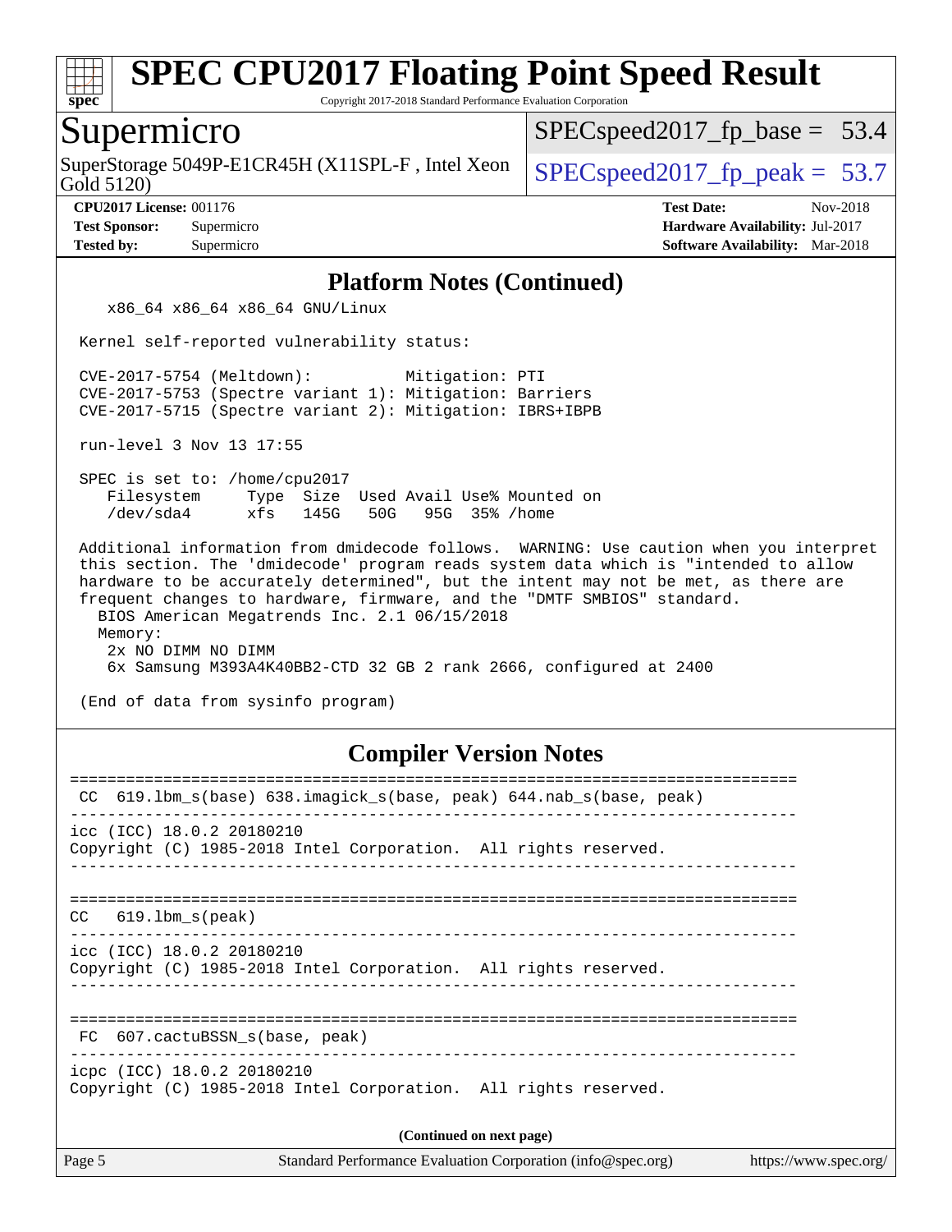# SPEC CPU2017 Floating Point Speed Result

Copyright 2017-2018 Standard Performance Evaluation Corporation

## Supermicro

SuperStorage 5049P-E1CR45H (X11SPL-F , Intel Xeon Gold 5120)

SPECspeed2017_fp_base = 53.4

SPECspeed2017_fp_peak = 53.7

**CPU2017 License:** 001176
**Test Sponsor:** Supermicro
**Tested by:** Supermicro

**Test Date:** Nov-2018
**Hardware Availability:** Jul-2017
**Software Availability:** Mar-2018

### Platform Notes (Continued)

```
    x86_64 x86_64 x86_64 GNU/Linux

 Kernel self-reported vulnerability status:

 CVE-2017-5754 (Meltdown):          Mitigation: PTI
 CVE-2017-5753 (Spectre variant 1): Mitigation: Barriers
 CVE-2017-5715 (Spectre variant 2): Mitigation: IBRS+IBPB

 run-level 3 Nov 13 17:55

 SPEC is set to: /home/cpu2017
    Filesystem     Type  Size  Used Avail Use% Mounted on
    /dev/sda4      xfs   145G   50G   95G  35% /home

 Additional information from dmidecode follows.  WARNING: Use caution when you interpret
 this section. The 'dmidecode' program reads system data which is "intended to allow
 hardware to be accurately determined", but the intent may not be met, as there are
 frequent changes to hardware, firmware, and the "DMTF SMBIOS" standard.
   BIOS American Megatrends Inc. 2.1 06/15/2018
   Memory:
    2x NO DIMM NO DIMM
    6x Samsung M393A4K40BB2-CTD 32 GB 2 rank 2666, configured at 2400

 (End of data from sysinfo program)
```

### Compiler Version Notes

```
==============================================================================
 CC  619.lbm_s(base) 638.imagick_s(base, peak) 644.nab_s(base, peak)
------------------------------------------------------------------------------
icc (ICC) 18.0.2 20180210
Copyright (C) 1985-2018 Intel Corporation.  All rights reserved.
------------------------------------------------------------------------------

==============================================================================
CC   619.lbm_s(peak)
------------------------------------------------------------------------------
icc (ICC) 18.0.2 20180210
Copyright (C) 1985-2018 Intel Corporation.  All rights reserved.
------------------------------------------------------------------------------

==============================================================================
 FC  607.cactuBSSN_s(base, peak)
------------------------------------------------------------------------------
icpc (ICC) 18.0.2 20180210
Copyright (C) 1985-2018 Intel Corporation.  All rights reserved.
```

**(Continued on next page)**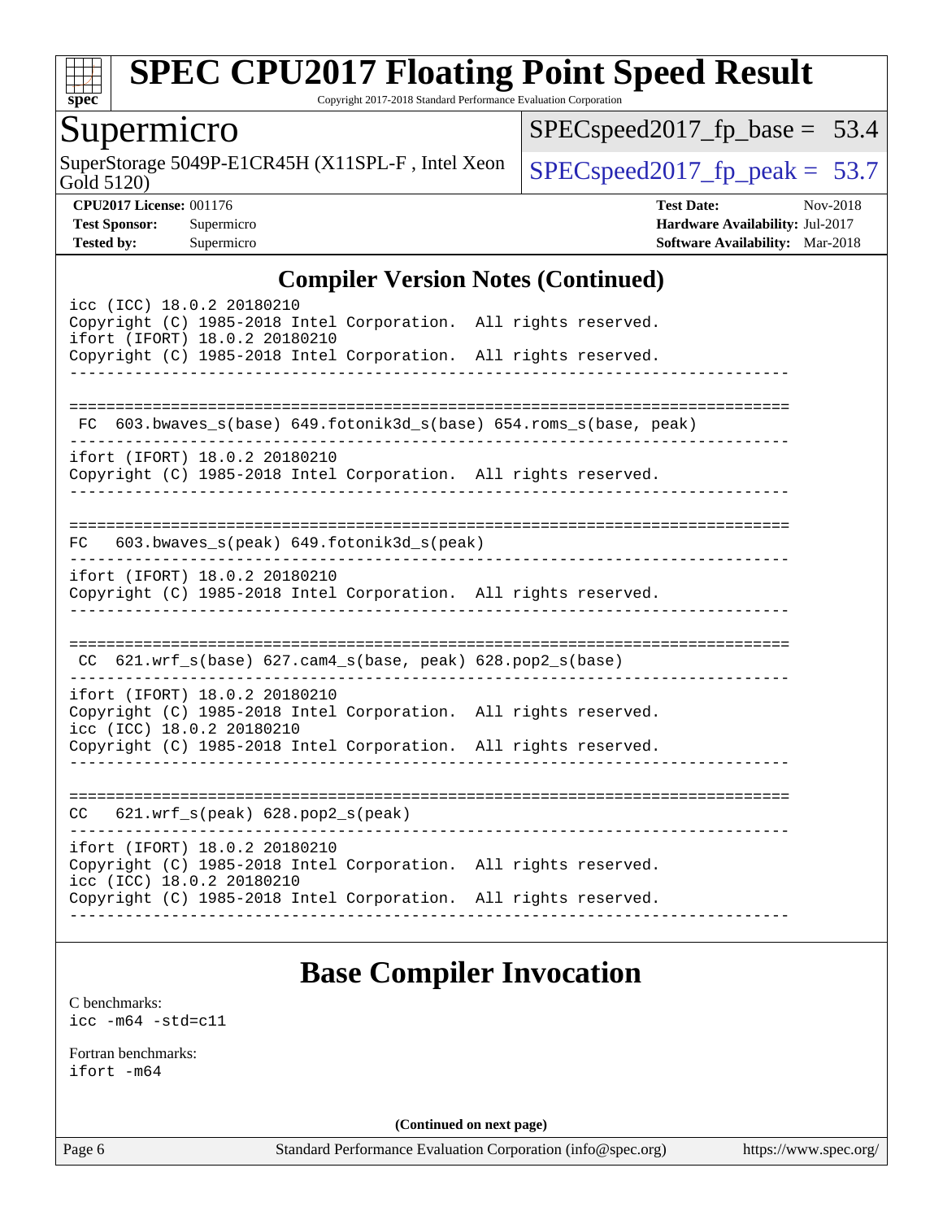## Compiler Version Notes (Continued)

```
icc (ICC) 18.0.2 20180210
Copyright (C) 1985-2018 Intel Corporation.  All rights reserved.
ifort (IFORT) 18.0.2 20180210
Copyright (C) 1985-2018 Intel Corporation.  All rights reserved.
------------------------------------------------------------------------------

==============================================================================
 FC  603.bwaves_s(base) 649.fotonik3d_s(base) 654.roms_s(base, peak)
------------------------------------------------------------------------------
ifort (IFORT) 18.0.2 20180210
Copyright (C) 1985-2018 Intel Corporation.  All rights reserved.
------------------------------------------------------------------------------

==============================================================================
FC   603.bwaves_s(peak) 649.fotonik3d_s(peak)
------------------------------------------------------------------------------
ifort (IFORT) 18.0.2 20180210
Copyright (C) 1985-2018 Intel Corporation.  All rights reserved.
------------------------------------------------------------------------------

==============================================================================
 CC  621.wrf_s(base) 627.cam4_s(base, peak) 628.pop2_s(base)
------------------------------------------------------------------------------
ifort (IFORT) 18.0.2 20180210
Copyright (C) 1985-2018 Intel Corporation.  All rights reserved.
icc (ICC) 18.0.2 20180210
Copyright (C) 1985-2018 Intel Corporation.  All rights reserved.
------------------------------------------------------------------------------

==============================================================================
CC   621.wrf_s(peak) 628.pop2_s(peak)
------------------------------------------------------------------------------
ifort (IFORT) 18.0.2 20180210
Copyright (C) 1985-2018 Intel Corporation.  All rights reserved.
icc (ICC) 18.0.2 20180210
Copyright (C) 1985-2018 Intel Corporation.  All rights reserved.
------------------------------------------------------------------------------
```

## Base Compiler Invocation

C benchmarks:
```
icc -m64 -std=c11
```

Fortran benchmarks:
```
ifort -m64
```

(Continued on next page)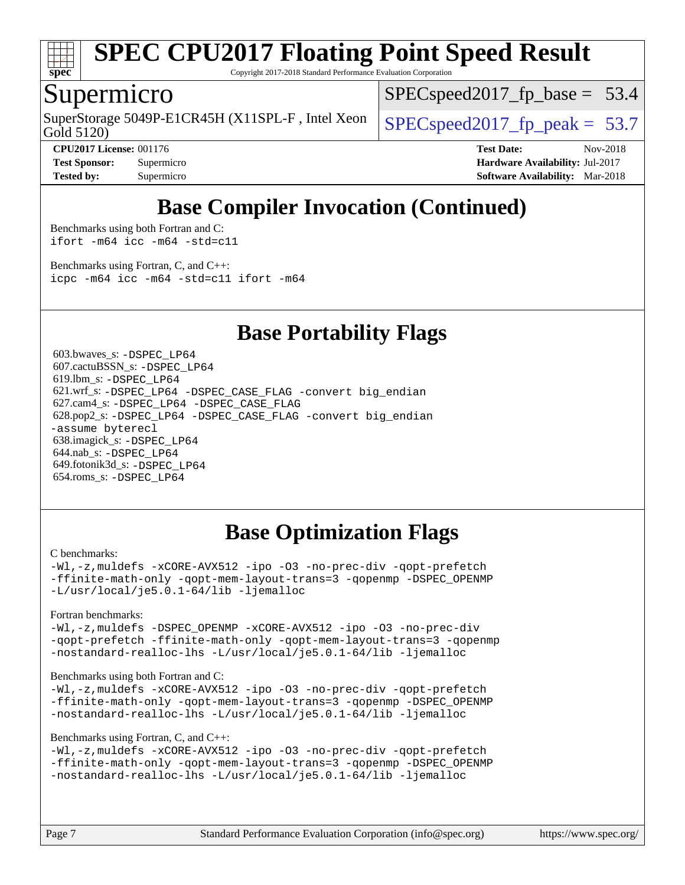# SPEC CPU2017 Floating Point Speed Result

Copyright 2017-2018 Standard Performance Evaluation Corporation

## Supermicro

SuperStorage 5049P-E1CR45H (X11SPL-F , Intel Xeon Gold 5120)

SPECspeed2017_fp_base = 53.4

SPECspeed2017_fp_peak = 53.7

**CPU2017 License:** 001176
**Test Sponsor:** Supermicro
**Tested by:** Supermicro
**Test Date:** Nov-2018
**Hardware Availability:** Jul-2017
**Software Availability:** Mar-2018

## Base Compiler Invocation (Continued)

Benchmarks using both Fortran and C:
```
ifort -m64 icc -m64 -std=c11
```

Benchmarks using Fortran, C, and C++:
```
icpc -m64 icc -m64 -std=c11 ifort -m64
```

## Base Portability Flags

603.bwaves_s: `-DSPEC_LP64`
607.cactuBSSN_s: `-DSPEC_LP64`
619.lbm_s: `-DSPEC_LP64`
621.wrf_s: `-DSPEC_LP64 -DSPEC_CASE_FLAG -convert big_endian`
627.cam4_s: `-DSPEC_LP64 -DSPEC_CASE_FLAG`
628.pop2_s: `-DSPEC_LP64 -DSPEC_CASE_FLAG -convert big_endian -assume byterecl`
638.imagick_s: `-DSPEC_LP64`
644.nab_s: `-DSPEC_LP64`
649.fotonik3d_s: `-DSPEC_LP64`
654.roms_s: `-DSPEC_LP64`

## Base Optimization Flags

C benchmarks:
```
-Wl,-z,muldefs -xCORE-AVX512 -ipo -O3 -no-prec-div -qopt-prefetch
-ffinite-math-only -qopt-mem-layout-trans=3 -qopenmp -DSPEC_OPENMP
-L/usr/local/je5.0.1-64/lib -ljemalloc
```

Fortran benchmarks:
```
-Wl,-z,muldefs -DSPEC_OPENMP -xCORE-AVX512 -ipo -O3 -no-prec-div
-qopt-prefetch -ffinite-math-only -qopt-mem-layout-trans=3 -qopenmp
-nostandard-realloc-lhs -L/usr/local/je5.0.1-64/lib -ljemalloc
```

Benchmarks using both Fortran and C:
```
-Wl,-z,muldefs -xCORE-AVX512 -ipo -O3 -no-prec-div -qopt-prefetch
-ffinite-math-only -qopt-mem-layout-trans=3 -qopenmp -DSPEC_OPENMP
-nostandard-realloc-lhs -L/usr/local/je5.0.1-64/lib -ljemalloc
```

Benchmarks using Fortran, C, and C++:
```
-Wl,-z,muldefs -xCORE-AVX512 -ipo -O3 -no-prec-div -qopt-prefetch
-ffinite-math-only -qopt-mem-layout-trans=3 -qopenmp -DSPEC_OPENMP
-nostandard-realloc-lhs -L/usr/local/je5.0.1-64/lib -ljemalloc
```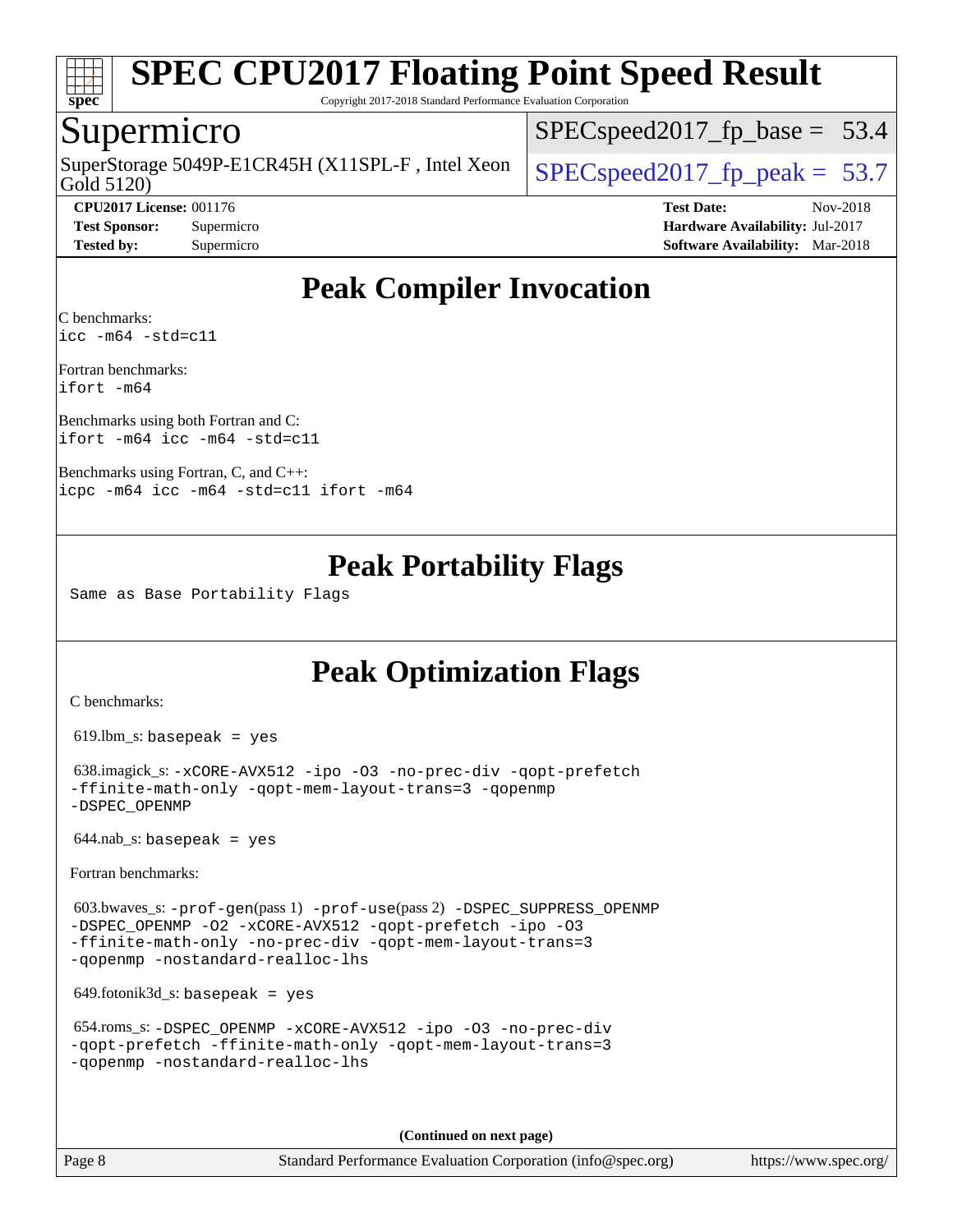# SPEC CPU2017 Floating Point Speed Result

Copyright 2017-2018 Standard Performance Evaluation Corporation

## Supermicro

SuperStorage 5049P-E1CR45H (X11SPL-F , Intel Xeon Gold 5120)

SPECspeed2017_fp_base = 53.4

SPECspeed2017_fp_peak = 53.7

**CPU2017 License:** 001176
**Test Sponsor:** Supermicro
**Tested by:** Supermicro

**Test Date:** Nov-2018
**Hardware Availability:** Jul-2017
**Software Availability:** Mar-2018

## Peak Compiler Invocation

C benchmarks:
```
icc -m64 -std=c11
```

Fortran benchmarks:
```
ifort -m64
```

Benchmarks using both Fortran and C:
```
ifort -m64 icc -m64 -std=c11
```

Benchmarks using Fortran, C, and C++:
```
icpc -m64 icc -m64 -std=c11 ifort -m64
```

## Peak Portability Flags

Same as Base Portability Flags

## Peak Optimization Flags

C benchmarks:

619.lbm_s: basepeak = yes

638.imagick_s: -xCORE-AVX512 -ipo -O3 -no-prec-div -qopt-prefetch -ffinite-math-only -qopt-mem-layout-trans=3 -qopenmp -DSPEC_OPENMP

644.nab_s: basepeak = yes

Fortran benchmarks:

603.bwaves_s: -prof-gen(pass 1) -prof-use(pass 2) -DSPEC_SUPPRESS_OPENMP -DSPEC_OPENMP -O2 -xCORE-AVX512 -qopt-prefetch -ipo -O3 -ffinite-math-only -no-prec-div -qopt-mem-layout-trans=3 -qopenmp -nostandard-realloc-lhs

649.fotonik3d_s: basepeak = yes

654.roms_s: -DSPEC_OPENMP -xCORE-AVX512 -ipo -O3 -no-prec-div -qopt-prefetch -ffinite-math-only -qopt-mem-layout-trans=3 -qopenmp -nostandard-realloc-lhs

(Continued on next page)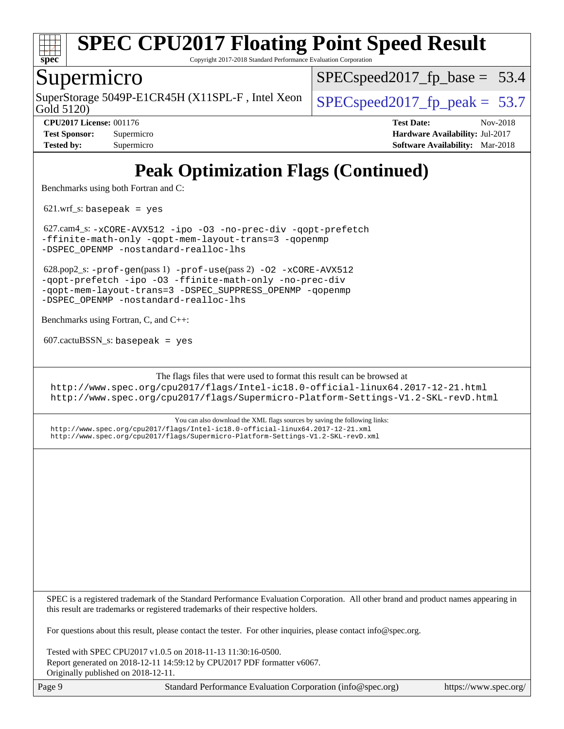# Peak Optimization Flags (Continued)

Benchmarks using both Fortran and C:

621.wrf_s: `basepeak = yes`

627.cam4_s: `-xCORE-AVX512 -ipo -O3 -no-prec-div -qopt-prefetch -ffinite-math-only -qopt-mem-layout-trans=3 -qopenmp -DSPEC_OPENMP -nostandard-realloc-lhs`

628.pop2_s: `-prof-gen`(pass 1) `-prof-use`(pass 2) `-O2 -xCORE-AVX512 -qopt-prefetch -ipo -O3 -ffinite-math-only -no-prec-div -qopt-mem-layout-trans=3 -DSPEC_SUPPRESS_OPENMP -qopenmp -DSPEC_OPENMP -nostandard-realloc-lhs`

Benchmarks using Fortran, C, and C++:

607.cactuBSSN_s: `basepeak = yes`

The flags files that were used to format this result can be browsed at
http://www.spec.org/cpu2017/flags/Intel-ic18.0-official-linux64.2017-12-21.html
http://www.spec.org/cpu2017/flags/Supermicro-Platform-Settings-V1.2-SKL-revD.html

You can also download the XML flags sources by saving the following links:
http://www.spec.org/cpu2017/flags/Intel-ic18.0-official-linux64.2017-12-21.xml
http://www.spec.org/cpu2017/flags/Supermicro-Platform-Settings-V1.2-SKL-revD.xml

SPEC is a registered trademark of the Standard Performance Evaluation Corporation. All other brand and product names appearing in this result are trademarks or registered trademarks of their respective holders.

For questions about this result, please contact the tester. For other inquiries, please contact info@spec.org.

Tested with SPEC CPU2017 v1.0.5 on 2018-11-13 11:30:16-0500.
Report generated on 2018-12-11 14:59:12 by CPU2017 PDF formatter v6067.
Originally published on 2018-12-11.